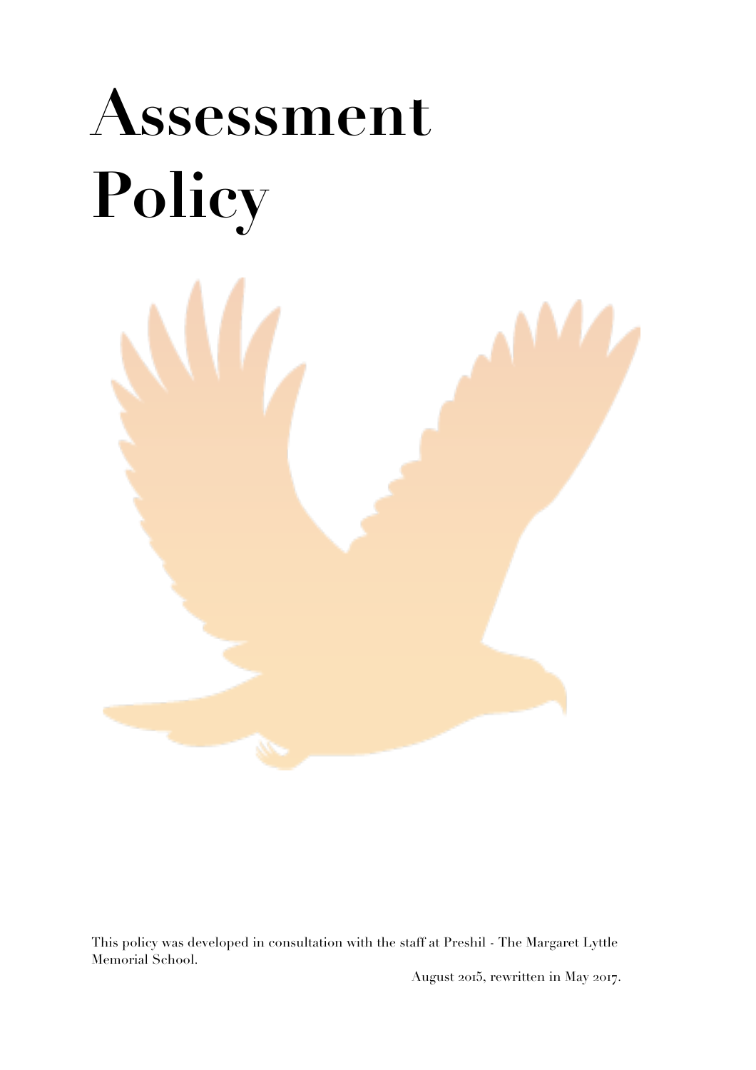# Assessment Policy

This policy was developed in consultation with the staff at Preshil - The Margaret Lyttle Memorial School.

August 2015, rewritten in May 2017.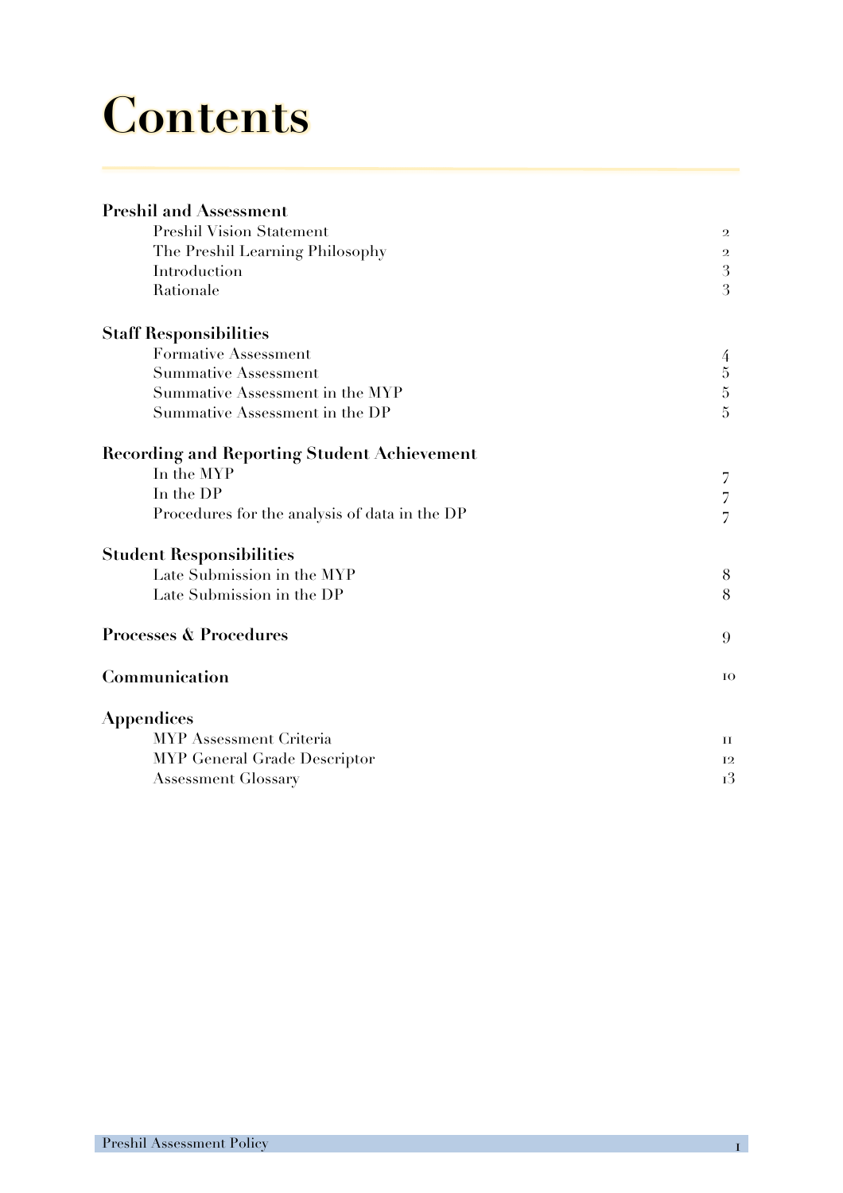# Contents

| | |
|---|---|
| **Preshil and Assessment** | |
| Preshil Vision Statement | 2 |
| The Preshil Learning Philosophy | 2 |
| Introduction | 3 |
| Rationale | 3 |
| **Staff Responsibilities** | |
| Formative Assessment | 4 |
| Summative Assessment | 5 |
| Summative Assessment in the MYP | 5 |
| Summative Assessment in the DP | 5 |
| **Recording and Reporting Student Achievement** | |
| In the MYP | 7 |
| In the DP | 7 |
| Procedures for the analysis of data in the DP | 7 |
| **Student Responsibilities** | |
| Late Submission in the MYP | 8 |
| Late Submission in the DP | 8 |
| **Processes & Procedures** | 9 |
| **Communication** | 10 |
| **Appendices** | |
| MYP Assessment Criteria | 11 |
| MYP General Grade Descriptor | 12 |
| Assessment Glossary | 13 |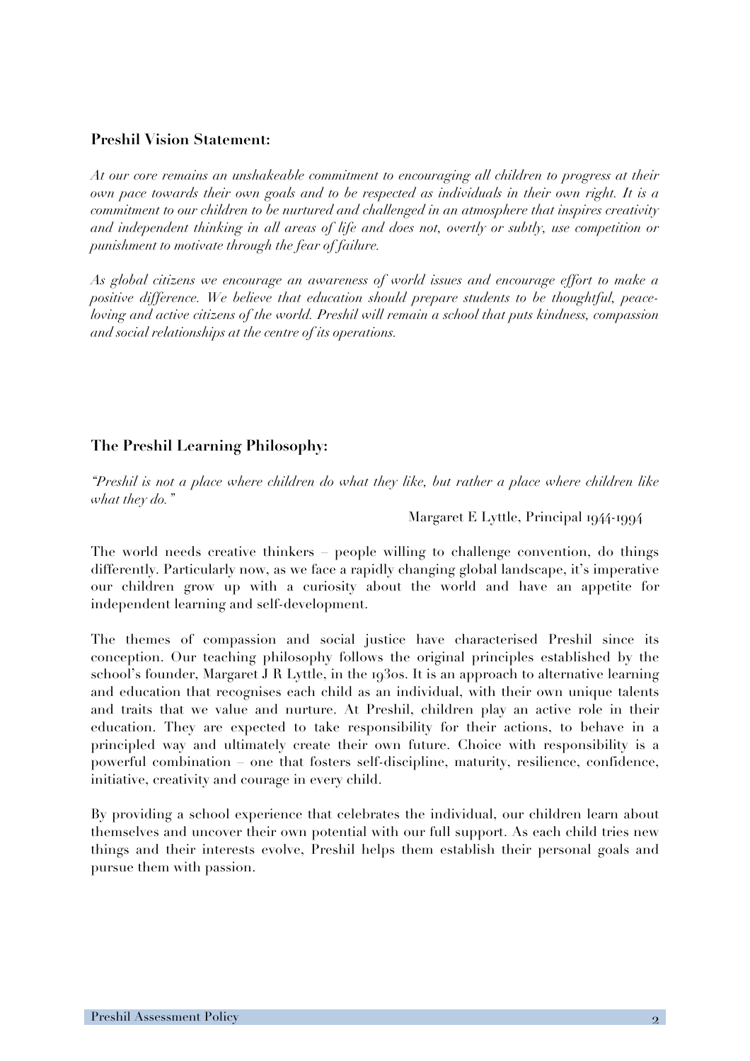## Preshil Vision Statement:

*At our core remains an unshakeable commitment to encouraging all children to progress at their own pace towards their own goals and to be respected as individuals in their own right. It is a commitment to our children to be nurtured and challenged in an atmosphere that inspires creativity and independent thinking in all areas of life and does not, overtly or subtly, use competition or punishment to motivate through the fear of failure.*

*As global citizens we encourage an awareness of world issues and encourage effort to make a positive difference. We believe that education should prepare students to be thoughtful, peace-loving and active citizens of the world. Preshil will remain a school that puts kindness, compassion and social relationships at the centre of its operations.*

## The Preshil Learning Philosophy:

*"Preshil is not a place where children do what they like, but rather a place where children like what they do."*

Margaret E Lyttle, Principal 1944-1994

The world needs creative thinkers – people willing to challenge convention, do things differently. Particularly now, as we face a rapidly changing global landscape, it's imperative our children grow up with a curiosity about the world and have an appetite for independent learning and self-development.

The themes of compassion and social justice have characterised Preshil since its conception. Our teaching philosophy follows the original principles established by the school's founder, Margaret J R Lyttle, in the 1930s. It is an approach to alternative learning and education that recognises each child as an individual, with their own unique talents and traits that we value and nurture. At Preshil, children play an active role in their education. They are expected to take responsibility for their actions, to behave in a principled way and ultimately create their own future. Choice with responsibility is a powerful combination – one that fosters self-discipline, maturity, resilience, confidence, initiative, creativity and courage in every child.

By providing a school experience that celebrates the individual, our children learn about themselves and uncover their own potential with our full support. As each child tries new things and their interests evolve, Preshil helps them establish their personal goals and pursue them with passion.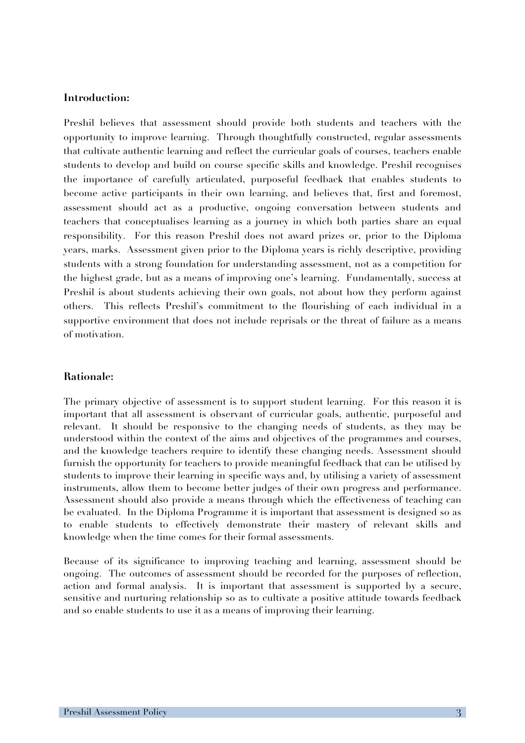**Introduction:**

Preshil believes that assessment should provide both students and teachers with the opportunity to improve learning. Through thoughtfully constructed, regular assessments that cultivate authentic learning and reflect the curricular goals of courses, teachers enable students to develop and build on course specific skills and knowledge. Preshil recognises the importance of carefully articulated, purposeful feedback that enables students to become active participants in their own learning, and believes that, first and foremost, assessment should act as a productive, ongoing conversation between students and teachers that conceptualises learning as a journey in which both parties share an equal responsibility. For this reason Preshil does not award prizes or, prior to the Diploma years, marks. Assessment given prior to the Diploma years is richly descriptive, providing students with a strong foundation for understanding assessment, not as a competition for the highest grade, but as a means of improving one's learning. Fundamentally, success at Preshil is about students achieving their own goals, not about how they perform against others. This reflects Preshil's commitment to the flourishing of each individual in a supportive environment that does not include reprisals or the threat of failure as a means of motivation.

**Rationale:**

The primary objective of assessment is to support student learning. For this reason it is important that all assessment is observant of curricular goals, authentic, purposeful and relevant. It should be responsive to the changing needs of students, as they may be understood within the context of the aims and objectives of the programmes and courses, and the knowledge teachers require to identify these changing needs. Assessment should furnish the opportunity for teachers to provide meaningful feedback that can be utilised by students to improve their learning in specific ways and, by utilising a variety of assessment instruments, allow them to become better judges of their own progress and performance. Assessment should also provide a means through which the effectiveness of teaching can be evaluated. In the Diploma Programme it is important that assessment is designed so as to enable students to effectively demonstrate their mastery of relevant skills and knowledge when the time comes for their formal assessments.

Because of its significance to improving teaching and learning, assessment should be ongoing. The outcomes of assessment should be recorded for the purposes of reflection, action and formal analysis. It is important that assessment is supported by a secure, sensitive and nurturing relationship so as to cultivate a positive attitude towards feedback and so enable students to use it as a means of improving their learning.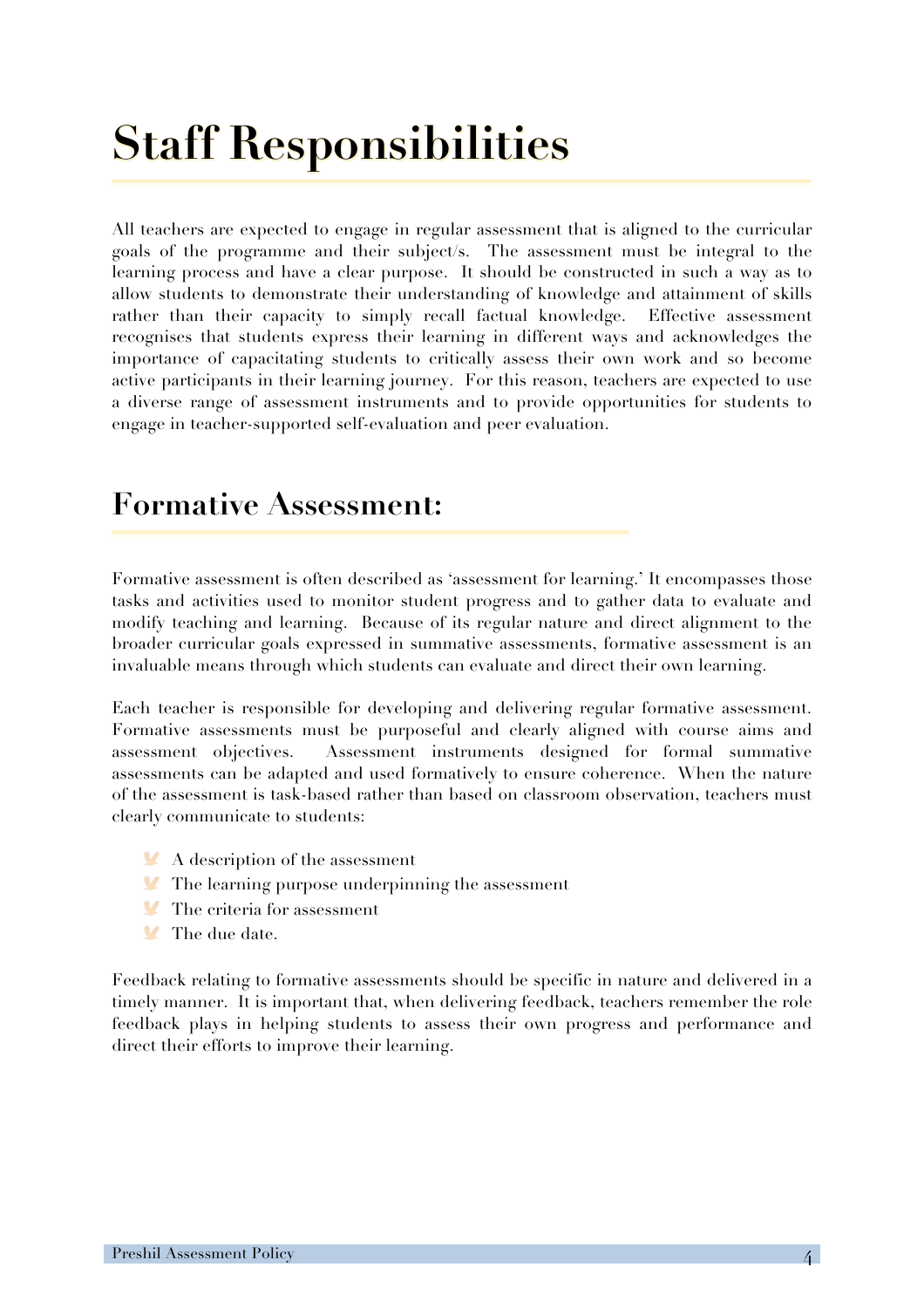# Staff Responsibilities

All teachers are expected to engage in regular assessment that is aligned to the curricular goals of the programme and their subject/s. The assessment must be integral to the learning process and have a clear purpose. It should be constructed in such a way as to allow students to demonstrate their understanding of knowledge and attainment of skills rather than their capacity to simply recall factual knowledge. Effective assessment recognises that students express their learning in different ways and acknowledges the importance of capacitating students to critically assess their own work and so become active participants in their learning journey. For this reason, teachers are expected to use a diverse range of assessment instruments and to provide opportunities for students to engage in teacher-supported self-evaluation and peer evaluation.

## Formative Assessment:

Formative assessment is often described as 'assessment for learning.' It encompasses those tasks and activities used to monitor student progress and to gather data to evaluate and modify teaching and learning. Because of its regular nature and direct alignment to the broader curricular goals expressed in summative assessments, formative assessment is an invaluable means through which students can evaluate and direct their own learning.

Each teacher is responsible for developing and delivering regular formative assessment. Formative assessments must be purposeful and clearly aligned with course aims and assessment objectives. Assessment instruments designed for formal summative assessments can be adapted and used formatively to ensure coherence. When the nature of the assessment is task-based rather than based on classroom observation, teachers must clearly communicate to students:

- A description of the assessment
- The learning purpose underpinning the assessment
- The criteria for assessment
- The due date.

Feedback relating to formative assessments should be specific in nature and delivered in a timely manner. It is important that, when delivering feedback, teachers remember the role feedback plays in helping students to assess their own progress and performance and direct their efforts to improve their learning.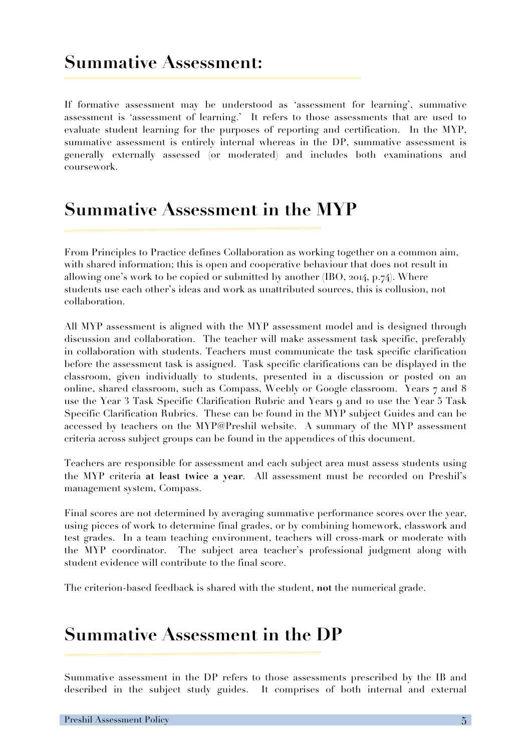## Summative Assessment:

If formative assessment may be understood as 'assessment for learning', summative assessment is 'assessment of learning.' It refers to those assessments that are used to evaluate student learning for the purposes of reporting and certification. In the MYP, summative assessment is entirely internal whereas in the DP, summative assessment is generally externally assessed (or moderated) and includes both examinations and coursework.

## Summative Assessment in the MYP

From Principles to Practice defines Collaboration as working together on a common aim, with shared information; this is open and cooperative behaviour that does not result in allowing one's work to be copied or submitted by another (IBO, 2014, p.74). Where students use each other's ideas and work as unattributed sources, this is collusion, not collaboration.

All MYP assessment is aligned with the MYP assessment model and is designed through discussion and collaboration. The teacher will make assessment task specific, preferably in collaboration with students. Teachers must communicate the task specific clarification before the assessment task is assigned. Task specific clarifications can be displayed in the classroom, given individually to students, presented in a discussion or posted on an online, shared classroom, such as Compass, Weebly or Google classroom. Years 7 and 8 use the Year 3 Task Specific Clarification Rubric and Years 9 and 10 use the Year 5 Task Specific Clarification Rubrics. These can be found in the MYP subject Guides and can be accessed by teachers on the MYP@Preshil website. A summary of the MYP assessment criteria across subject groups can be found in the appendices of this document.

Teachers are responsible for assessment and each subject area must assess students using the MYP criteria **at least twice a year**. All assessment must be recorded on Preshil's management system, Compass.

Final scores are not determined by averaging summative performance scores over the year, using pieces of work to determine final grades, or by combining homework, classwork and test grades. In a team teaching environment, teachers will cross-mark or moderate with the MYP coordinator. The subject area teacher's professional judgment along with student evidence will contribute to the final score.

The criterion-based feedback is shared with the student, **not** the numerical grade.

## Summative Assessment in the DP

Summative assessment in the DP refers to those assessments prescribed by the IB and described in the subject study guides. It comprises of both internal and external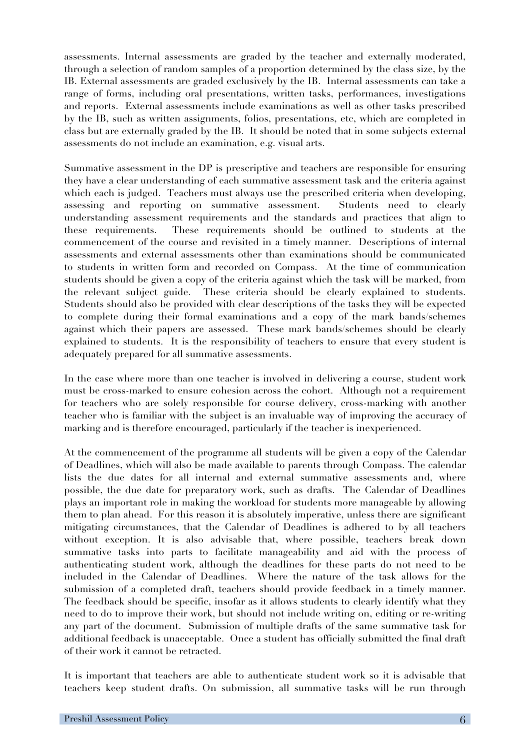assessments. Internal assessments are graded by the teacher and externally moderated, through a selection of random samples of a proportion determined by the class size, by the IB. External assessments are graded exclusively by the IB. Internal assessments can take a range of forms, including oral presentations, written tasks, performances, investigations and reports. External assessments include examinations as well as other tasks prescribed by the IB, such as written assignments, folios, presentations, etc, which are completed in class but are externally graded by the IB. It should be noted that in some subjects external assessments do not include an examination, e.g. visual arts.

Summative assessment in the DP is prescriptive and teachers are responsible for ensuring they have a clear understanding of each summative assessment task and the criteria against which each is judged. Teachers must always use the prescribed criteria when developing, assessing and reporting on summative assessment. Students need to clearly understanding assessment requirements and the standards and practices that align to these requirements. These requirements should be outlined to students at the commencement of the course and revisited in a timely manner. Descriptions of internal assessments and external assessments other than examinations should be communicated to students in written form and recorded on Compass. At the time of communication students should be given a copy of the criteria against which the task will be marked, from the relevant subject guide. These criteria should be clearly explained to students. Students should also be provided with clear descriptions of the tasks they will be expected to complete during their formal examinations and a copy of the mark bands/schemes against which their papers are assessed. These mark bands/schemes should be clearly explained to students. It is the responsibility of teachers to ensure that every student is adequately prepared for all summative assessments.

In the case where more than one teacher is involved in delivering a course, student work must be cross-marked to ensure cohesion across the cohort. Although not a requirement for teachers who are solely responsible for course delivery, cross-marking with another teacher who is familiar with the subject is an invaluable way of improving the accuracy of marking and is therefore encouraged, particularly if the teacher is inexperienced.

At the commencement of the programme all students will be given a copy of the Calendar of Deadlines, which will also be made available to parents through Compass. The calendar lists the due dates for all internal and external summative assessments and, where possible, the due date for preparatory work, such as drafts. The Calendar of Deadlines plays an important role in making the workload for students more manageable by allowing them to plan ahead. For this reason it is absolutely imperative, unless there are significant mitigating circumstances, that the Calendar of Deadlines is adhered to by all teachers without exception. It is also advisable that, where possible, teachers break down summative tasks into parts to facilitate manageability and aid with the process of authenticating student work, although the deadlines for these parts do not need to be included in the Calendar of Deadlines. Where the nature of the task allows for the submission of a completed draft, teachers should provide feedback in a timely manner. The feedback should be specific, insofar as it allows students to clearly identify what they need to do to improve their work, but should not include writing on, editing or re-writing any part of the document. Submission of multiple drafts of the same summative task for additional feedback is unacceptable. Once a student has officially submitted the final draft of their work it cannot be retracted.

It is important that teachers are able to authenticate student work so it is advisable that teachers keep student drafts. On submission, all summative tasks will be run through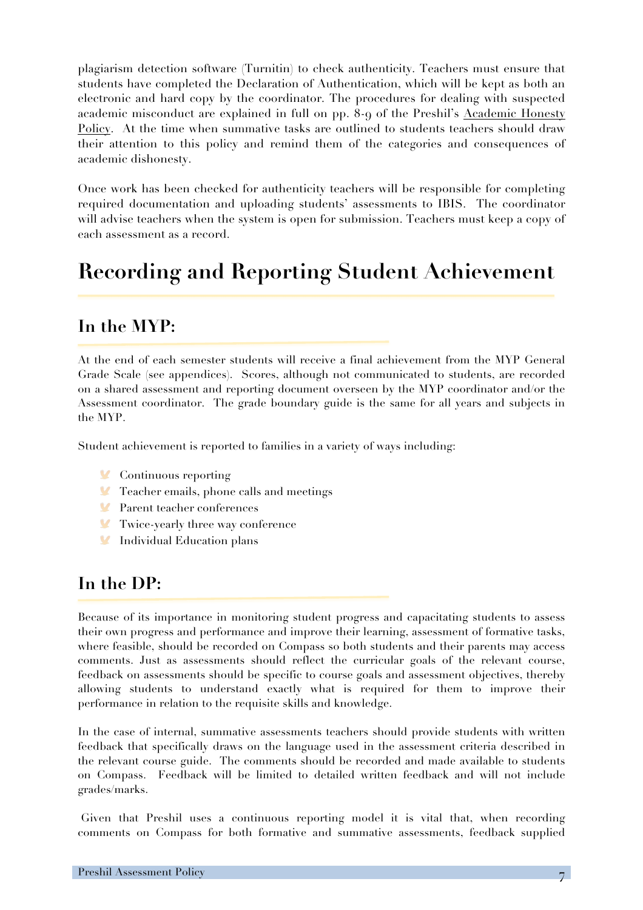plagiarism detection software (Turnitin) to check authenticity. Teachers must ensure that students have completed the Declaration of Authentication, which will be kept as both an electronic and hard copy by the coordinator. The procedures for dealing with suspected academic misconduct are explained in full on pp. 8-9 of the Preshil's Academic Honesty Policy. At the time when summative tasks are outlined to students teachers should draw their attention to this policy and remind them of the categories and consequences of academic dishonesty.

Once work has been checked for authenticity teachers will be responsible for completing required documentation and uploading students' assessments to IBIS. The coordinator will advise teachers when the system is open for submission. Teachers must keep a copy of each assessment as a record.

# Recording and Reporting Student Achievement

## In the MYP:

At the end of each semester students will receive a final achievement from the MYP General Grade Scale (see appendices). Scores, although not communicated to students, are recorded on a shared assessment and reporting document overseen by the MYP coordinator and/or the Assessment coordinator. The grade boundary guide is the same for all years and subjects in the MYP.

Student achievement is reported to families in a variety of ways including:

- Continuous reporting
- Teacher emails, phone calls and meetings
- Parent teacher conferences
- Twice-yearly three way conference
- Individual Education plans

## In the DP:

Because of its importance in monitoring student progress and capacitating students to assess their own progress and performance and improve their learning, assessment of formative tasks, where feasible, should be recorded on Compass so both students and their parents may access comments. Just as assessments should reflect the curricular goals of the relevant course, feedback on assessments should be specific to course goals and assessment objectives, thereby allowing students to understand exactly what is required for them to improve their performance in relation to the requisite skills and knowledge.

In the case of internal, summative assessments teachers should provide students with written feedback that specifically draws on the language used in the assessment criteria described in the relevant course guide. The comments should be recorded and made available to students on Compass. Feedback will be limited to detailed written feedback and will not include grades/marks.

Given that Preshil uses a continuous reporting model it is vital that, when recording comments on Compass for both formative and summative assessments, feedback supplied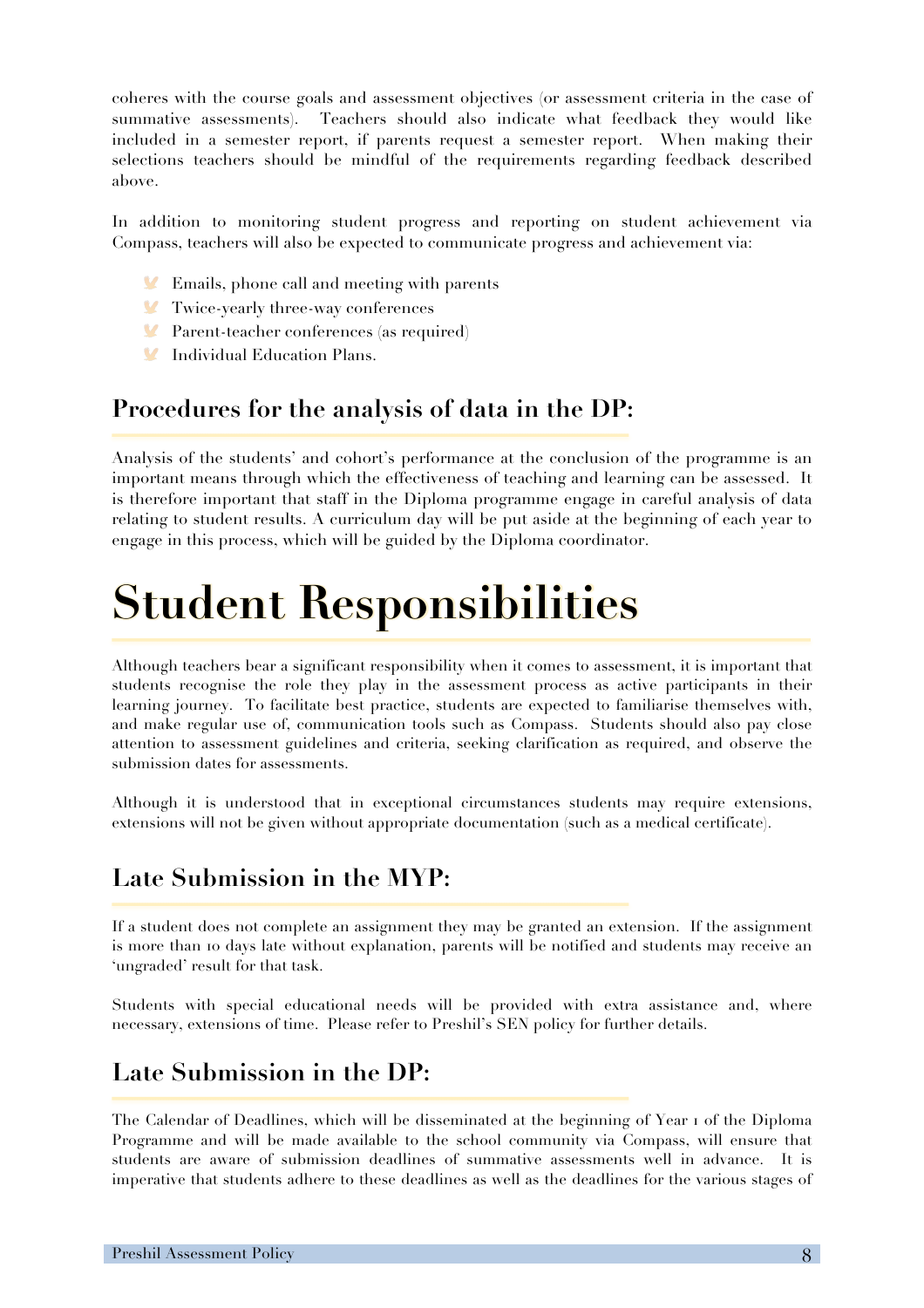coheres with the course goals and assessment objectives (or assessment criteria in the case of summative assessments). Teachers should also indicate what feedback they would like included in a semester report, if parents request a semester report. When making their selections teachers should be mindful of the requirements regarding feedback described above.

In addition to monitoring student progress and reporting on student achievement via Compass, teachers will also be expected to communicate progress and achievement via:

- Emails, phone call and meeting with parents
- Twice-yearly three-way conferences
- Parent-teacher conferences (as required)
- Individual Education Plans.

## Procedures for the analysis of data in the DP:

Analysis of the students' and cohort's performance at the conclusion of the programme is an important means through which the effectiveness of teaching and learning can be assessed. It is therefore important that staff in the Diploma programme engage in careful analysis of data relating to student results. A curriculum day will be put aside at the beginning of each year to engage in this process, which will be guided by the Diploma coordinator.

# Student Responsibilities

Although teachers bear a significant responsibility when it comes to assessment, it is important that students recognise the role they play in the assessment process as active participants in their learning journey. To facilitate best practice, students are expected to familiarise themselves with, and make regular use of, communication tools such as Compass. Students should also pay close attention to assessment guidelines and criteria, seeking clarification as required, and observe the submission dates for assessments.

Although it is understood that in exceptional circumstances students may require extensions, extensions will not be given without appropriate documentation (such as a medical certificate).

## Late Submission in the MYP:

If a student does not complete an assignment they may be granted an extension. If the assignment is more than 10 days late without explanation, parents will be notified and students may receive an 'ungraded' result for that task.

Students with special educational needs will be provided with extra assistance and, where necessary, extensions of time. Please refer to Preshil's SEN policy for further details.

## Late Submission in the DP:

The Calendar of Deadlines, which will be disseminated at the beginning of Year 1 of the Diploma Programme and will be made available to the school community via Compass, will ensure that students are aware of submission deadlines of summative assessments well in advance. It is imperative that students adhere to these deadlines as well as the deadlines for the various stages of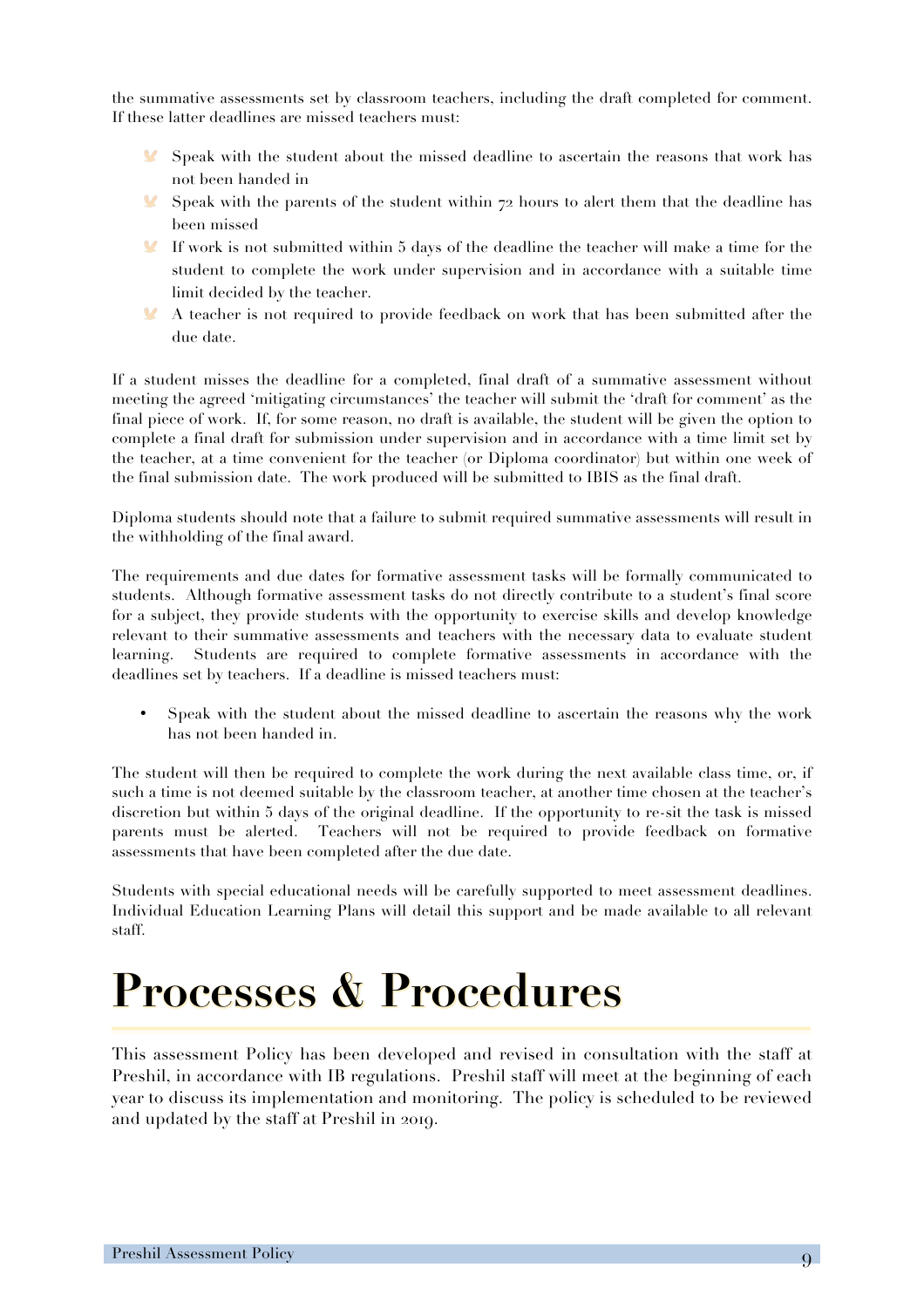the summative assessments set by classroom teachers, including the draft completed for comment. If these latter deadlines are missed teachers must:

- Speak with the student about the missed deadline to ascertain the reasons that work has not been handed in
- Speak with the parents of the student within 72 hours to alert them that the deadline has been missed
- If work is not submitted within 5 days of the deadline the teacher will make a time for the student to complete the work under supervision and in accordance with a suitable time limit decided by the teacher.
- A teacher is not required to provide feedback on work that has been submitted after the due date.

If a student misses the deadline for a completed, final draft of a summative assessment without meeting the agreed 'mitigating circumstances' the teacher will submit the 'draft for comment' as the final piece of work. If, for some reason, no draft is available, the student will be given the option to complete a final draft for submission under supervision and in accordance with a time limit set by the teacher, at a time convenient for the teacher (or Diploma coordinator) but within one week of the final submission date. The work produced will be submitted to IBIS as the final draft.

Diploma students should note that a failure to submit required summative assessments will result in the withholding of the final award.

The requirements and due dates for formative assessment tasks will be formally communicated to students. Although formative assessment tasks do not directly contribute to a student's final score for a subject, they provide students with the opportunity to exercise skills and develop knowledge relevant to their summative assessments and teachers with the necessary data to evaluate student learning. Students are required to complete formative assessments in accordance with the deadlines set by teachers. If a deadline is missed teachers must:

- Speak with the student about the missed deadline to ascertain the reasons why the work has not been handed in.

The student will then be required to complete the work during the next available class time, or, if such a time is not deemed suitable by the classroom teacher, at another time chosen at the teacher's discretion but within 5 days of the original deadline. If the opportunity to re-sit the task is missed parents must be alerted. Teachers will not be required to provide feedback on formative assessments that have been completed after the due date.

Students with special educational needs will be carefully supported to meet assessment deadlines. Individual Education Learning Plans will detail this support and be made available to all relevant staff.

# Processes & Procedures

This assessment Policy has been developed and revised in consultation with the staff at Preshil, in accordance with IB regulations. Preshil staff will meet at the beginning of each year to discuss its implementation and monitoring. The policy is scheduled to be reviewed and updated by the staff at Preshil in 2019.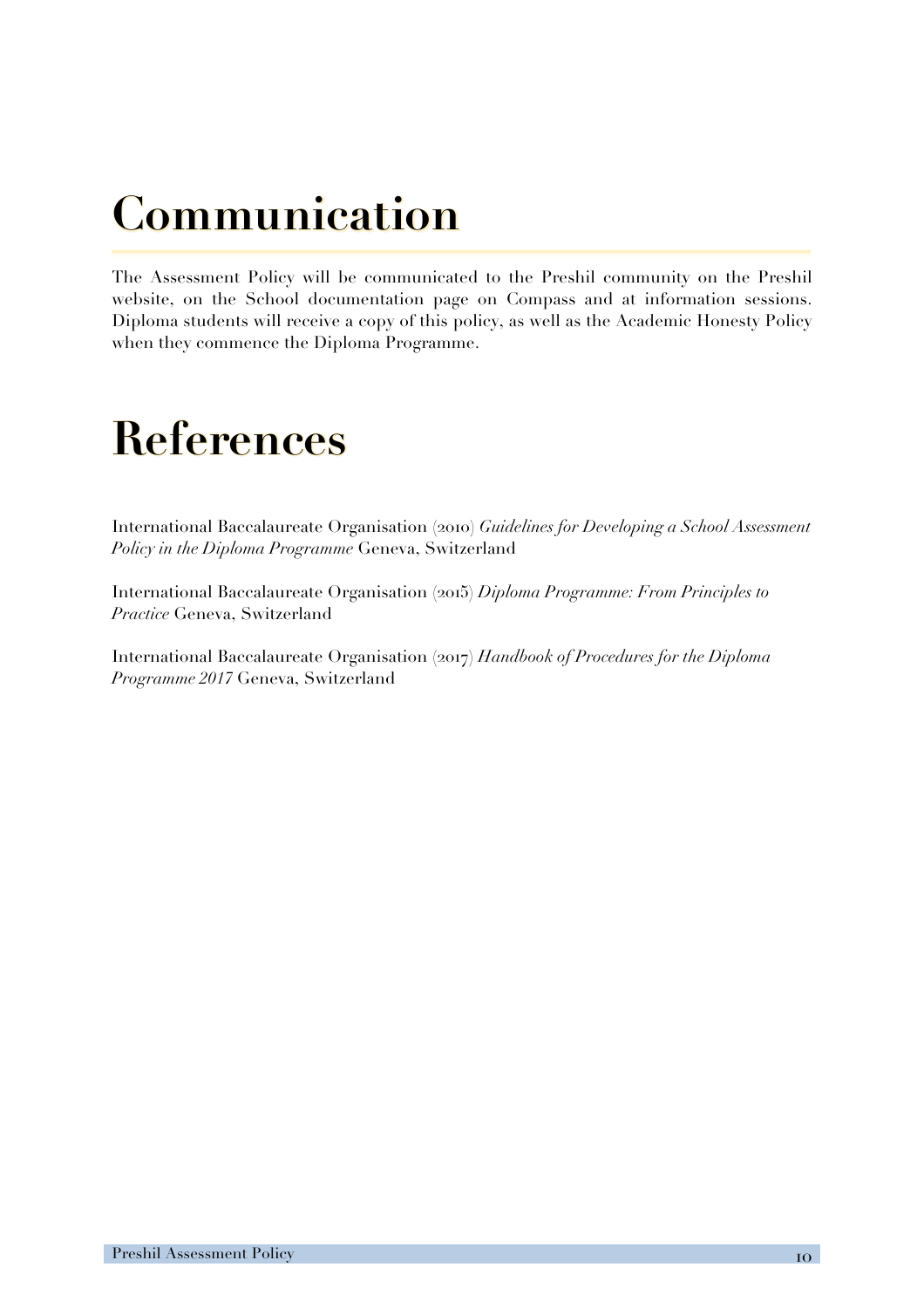# Communication

The Assessment Policy will be communicated to the Preshil community on the Preshil website, on the School documentation page on Compass and at information sessions. Diploma students will receive a copy of this policy, as well as the Academic Honesty Policy when they commence the Diploma Programme.

# References

International Baccalaureate Organisation (2010) *Guidelines for Developing a School Assessment Policy in the Diploma Programme* Geneva, Switzerland

International Baccalaureate Organisation (2015) *Diploma Programme: From Principles to Practice* Geneva, Switzerland

International Baccalaureate Organisation (2017) *Handbook of Procedures for the Diploma Programme 2017* Geneva, Switzerland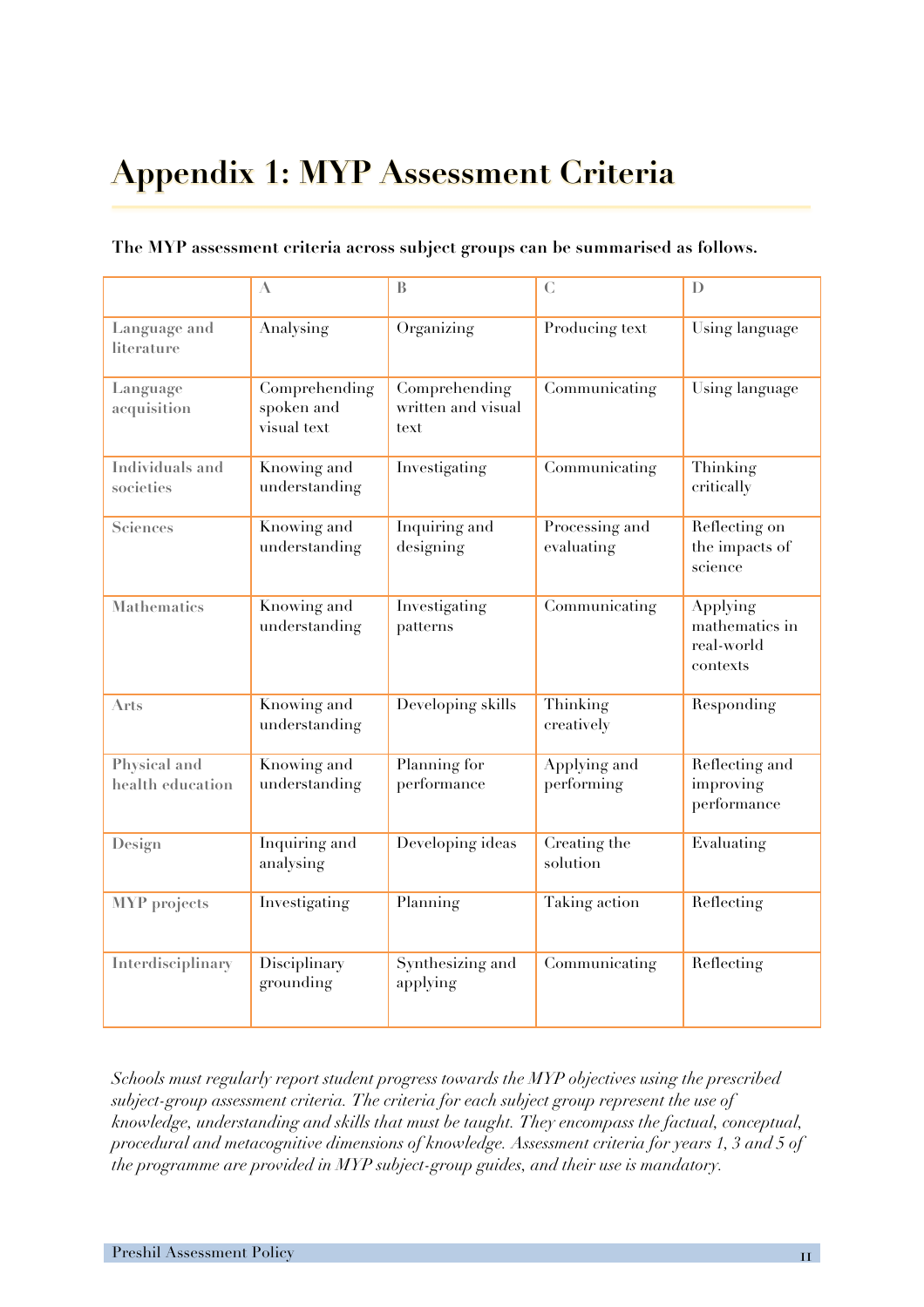# Appendix 1: MYP Assessment Criteria

**The MYP assessment criteria across subject groups can be summarised as follows.**

| | A | B | C | D |
|---|---|---|---|---|
| Language and literature | Analysing | Organizing | Producing text | Using language |
| Language acquisition | Comprehending spoken and visual text | Comprehending written and visual text | Communicating | Using language |
| Individuals and societies | Knowing and understanding | Investigating | Communicating | Thinking critically |
| Sciences | Knowing and understanding | Inquiring and designing | Processing and evaluating | Reflecting on the impacts of science |
| Mathematics | Knowing and understanding | Investigating patterns | Communicating | Applying mathematics in real-world contexts |
| Arts | Knowing and understanding | Developing skills | Thinking creatively | Responding |
| Physical and health education | Knowing and understanding | Planning for performance | Applying and performing | Reflecting and improving performance |
| Design | Inquiring and analysing | Developing ideas | Creating the solution | Evaluating |
| MYP projects | Investigating | Planning | Taking action | Reflecting |
| Interdisciplinary | Disciplinary grounding | Synthesizing and applying | Communicating | Reflecting |

*Schools must regularly report student progress towards the MYP objectives using the prescribed subject-group assessment criteria. The criteria for each subject group represent the use of knowledge, understanding and skills that must be taught. They encompass the factual, conceptual, procedural and metacognitive dimensions of knowledge. Assessment criteria for years 1, 3 and 5 of the programme are provided in MYP subject-group guides, and their use is mandatory.*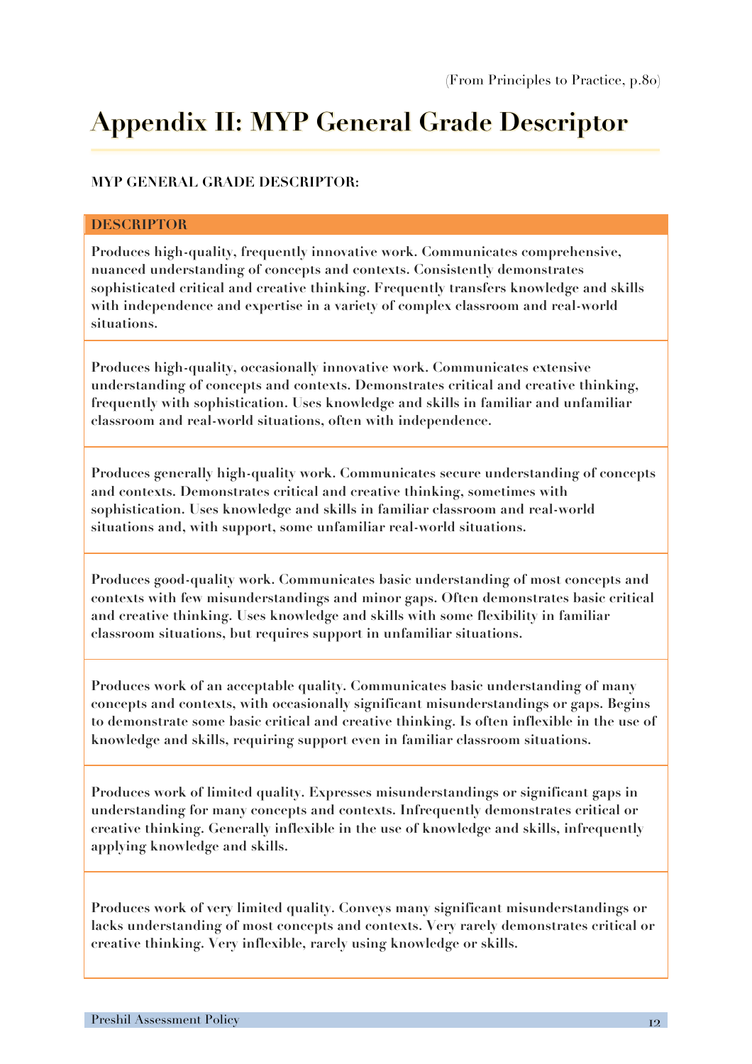(From Principles to Practice, p.80)

# Appendix II: MYP General Grade Descriptor

**MYP GENERAL GRADE DESCRIPTOR:**

| DESCRIPTOR |
| --- |
| **Produces high-quality, frequently innovative work. Communicates comprehensive, nuanced understanding of concepts and contexts. Consistently demonstrates sophisticated critical and creative thinking. Frequently transfers knowledge and skills with independence and expertise in a variety of complex classroom and real-world situations.** |
| **Produces high-quality, occasionally innovative work. Communicates extensive understanding of concepts and contexts. Demonstrates critical and creative thinking, frequently with sophistication. Uses knowledge and skills in familiar and unfamiliar classroom and real-world situations, often with independence.** |
| **Produces generally high-quality work. Communicates secure understanding of concepts and contexts. Demonstrates critical and creative thinking, sometimes with sophistication. Uses knowledge and skills in familiar classroom and real-world situations and, with support, some unfamiliar real-world situations.** |
| **Produces good-quality work. Communicates basic understanding of most concepts and contexts with few misunderstandings and minor gaps. Often demonstrates basic critical and creative thinking. Uses knowledge and skills with some flexibility in familiar classroom situations, but requires support in unfamiliar situations.** |
| **Produces work of an acceptable quality. Communicates basic understanding of many concepts and contexts, with occasionally significant misunderstandings or gaps. Begins to demonstrate some basic critical and creative thinking. Is often inflexible in the use of knowledge and skills, requiring support even in familiar classroom situations.** |
| **Produces work of limited quality. Expresses misunderstandings or significant gaps in understanding for many concepts and contexts. Infrequently demonstrates critical or creative thinking. Generally inflexible in the use of knowledge and skills, infrequently applying knowledge and skills.** |
| **Produces work of very limited quality. Conveys many significant misunderstandings or lacks understanding of most concepts and contexts. Very rarely demonstrates critical or creative thinking. Very inflexible, rarely using knowledge or skills.** |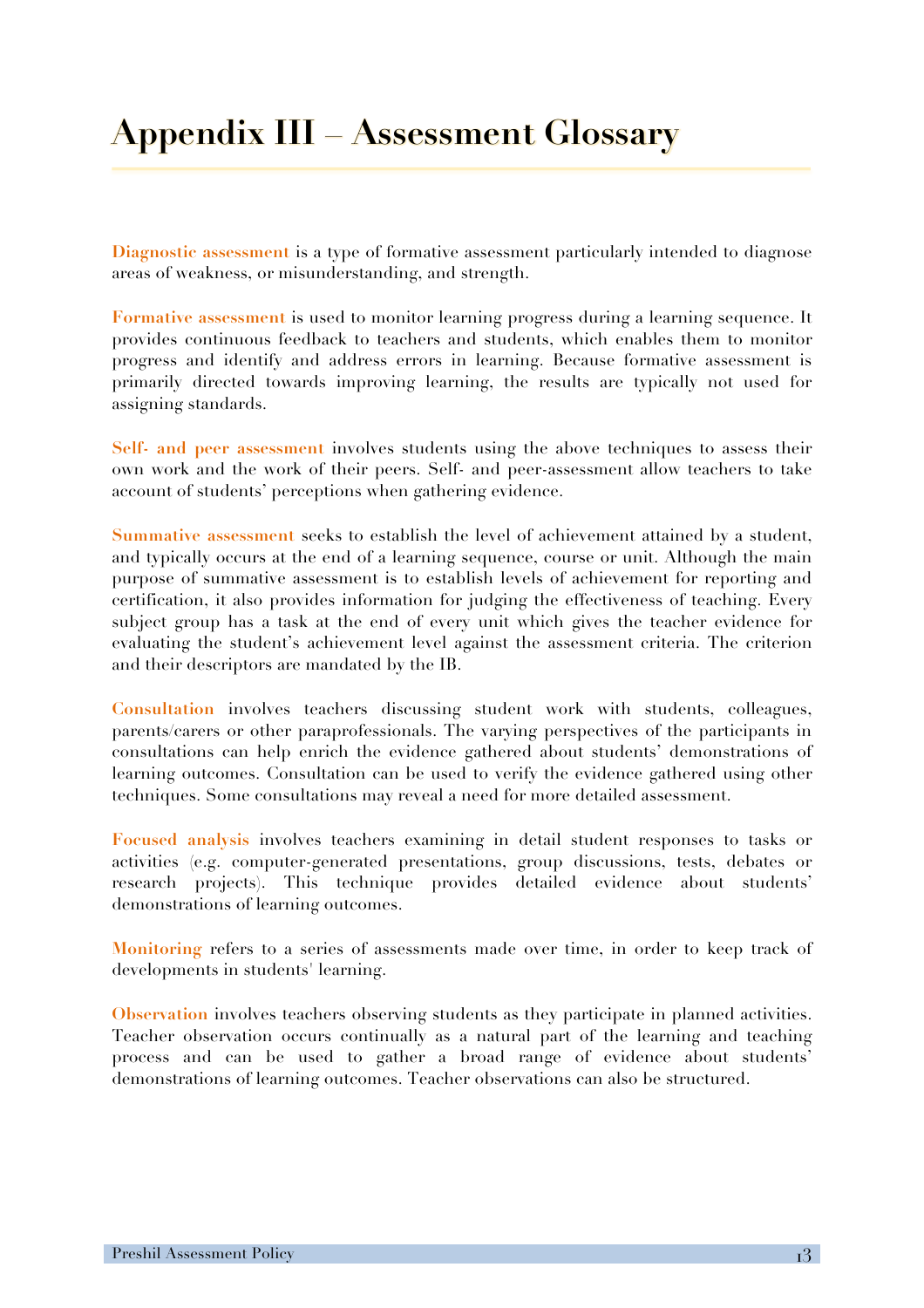# Appendix III – Assessment Glossary

**Diagnostic assessment** is a type of formative assessment particularly intended to diagnose areas of weakness, or misunderstanding, and strength.

**Formative assessment** is used to monitor learning progress during a learning sequence. It provides continuous feedback to teachers and students, which enables them to monitor progress and identify and address errors in learning. Because formative assessment is primarily directed towards improving learning, the results are typically not used for assigning standards.

**Self- and peer assessment** involves students using the above techniques to assess their own work and the work of their peers. Self- and peer-assessment allow teachers to take account of students' perceptions when gathering evidence.

**Summative assessment** seeks to establish the level of achievement attained by a student, and typically occurs at the end of a learning sequence, course or unit. Although the main purpose of summative assessment is to establish levels of achievement for reporting and certification, it also provides information for judging the effectiveness of teaching. Every subject group has a task at the end of every unit which gives the teacher evidence for evaluating the student's achievement level against the assessment criteria. The criterion and their descriptors are mandated by the IB.

**Consultation** involves teachers discussing student work with students, colleagues, parents/carers or other paraprofessionals. The varying perspectives of the participants in consultations can help enrich the evidence gathered about students' demonstrations of learning outcomes. Consultation can be used to verify the evidence gathered using other techniques. Some consultations may reveal a need for more detailed assessment.

**Focused analysis** involves teachers examining in detail student responses to tasks or activities (e.g. computer-generated presentations, group discussions, tests, debates or research projects). This technique provides detailed evidence about students' demonstrations of learning outcomes.

**Monitoring** refers to a series of assessments made over time, in order to keep track of developments in students' learning.

**Observation** involves teachers observing students as they participate in planned activities. Teacher observation occurs continually as a natural part of the learning and teaching process and can be used to gather a broad range of evidence about students' demonstrations of learning outcomes. Teacher observations can also be structured.